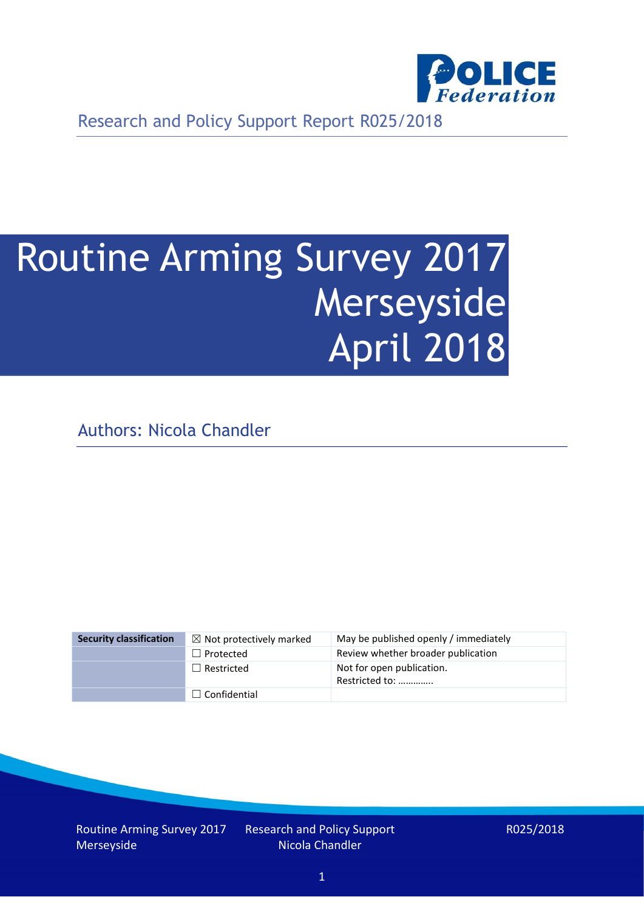Research and Policy Support Report R025/2018

# Routine Arming Survey 2017 Merseyside April 2018

Authors: Nicola Chandler

| Security classification | | |
|---|---|---|
| | ☒ Not protectively marked | May be published openly / immediately |
| | ☐ Protected | Review whether broader publication |
| | ☐ Restricted | Not for open publication. Restricted to: ………….. |
| | ☐ Confidential | |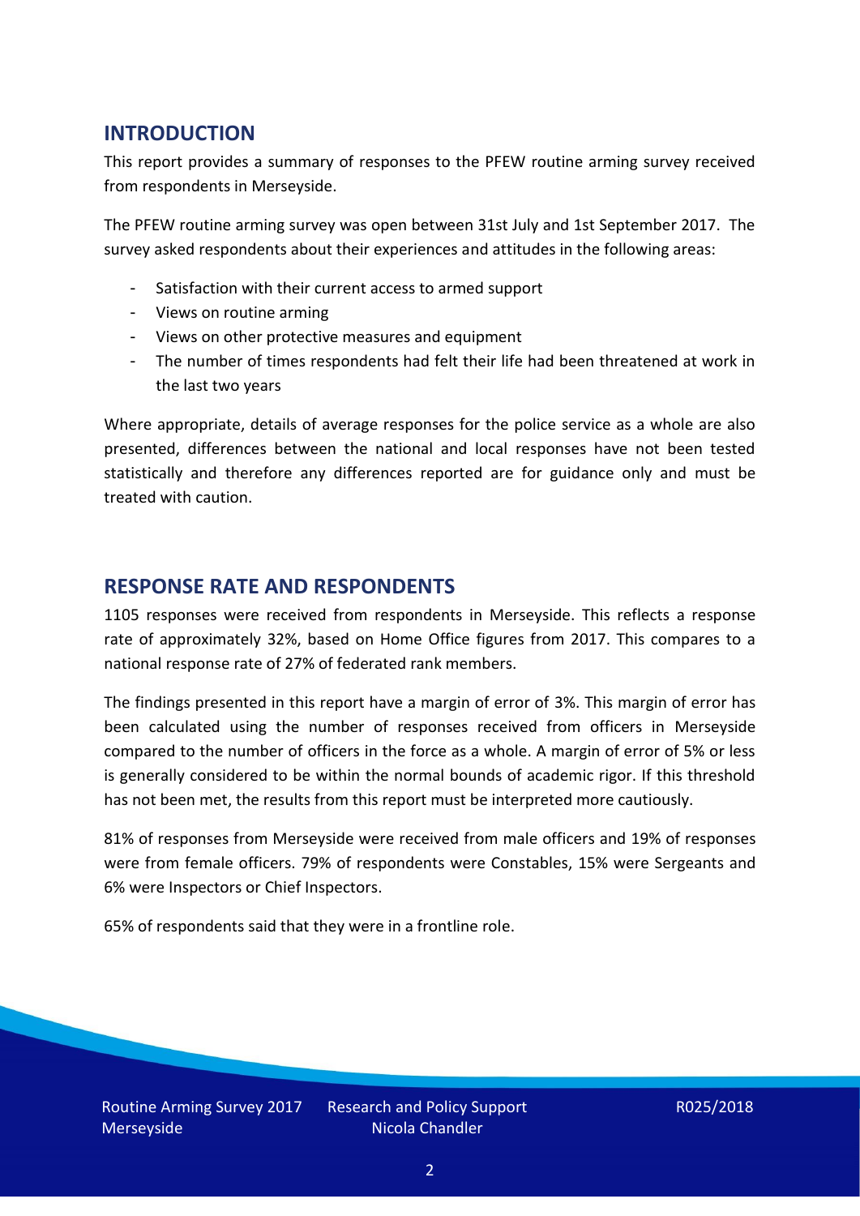## INTRODUCTION

This report provides a summary of responses to the PFEW routine arming survey received from respondents in Merseyside.

The PFEW routine arming survey was open between 31st July and 1st September 2017. The survey asked respondents about their experiences and attitudes in the following areas:

- Satisfaction with their current access to armed support
- Views on routine arming
- Views on other protective measures and equipment
- The number of times respondents had felt their life had been threatened at work in the last two years

Where appropriate, details of average responses for the police service as a whole are also presented, differences between the national and local responses have not been tested statistically and therefore any differences reported are for guidance only and must be treated with caution.

## RESPONSE RATE AND RESPONDENTS

1105 responses were received from respondents in Merseyside. This reflects a response rate of approximately 32%, based on Home Office figures from 2017. This compares to a national response rate of 27% of federated rank members.

The findings presented in this report have a margin of error of 3%. This margin of error has been calculated using the number of responses received from officers in Merseyside compared to the number of officers in the force as a whole. A margin of error of 5% or less is generally considered to be within the normal bounds of academic rigor. If this threshold has not been met, the results from this report must be interpreted more cautiously.

81% of responses from Merseyside were received from male officers and 19% of responses were from female officers. 79% of respondents were Constables, 15% were Sergeants and 6% were Inspectors or Chief Inspectors.

65% of respondents said that they were in a frontline role.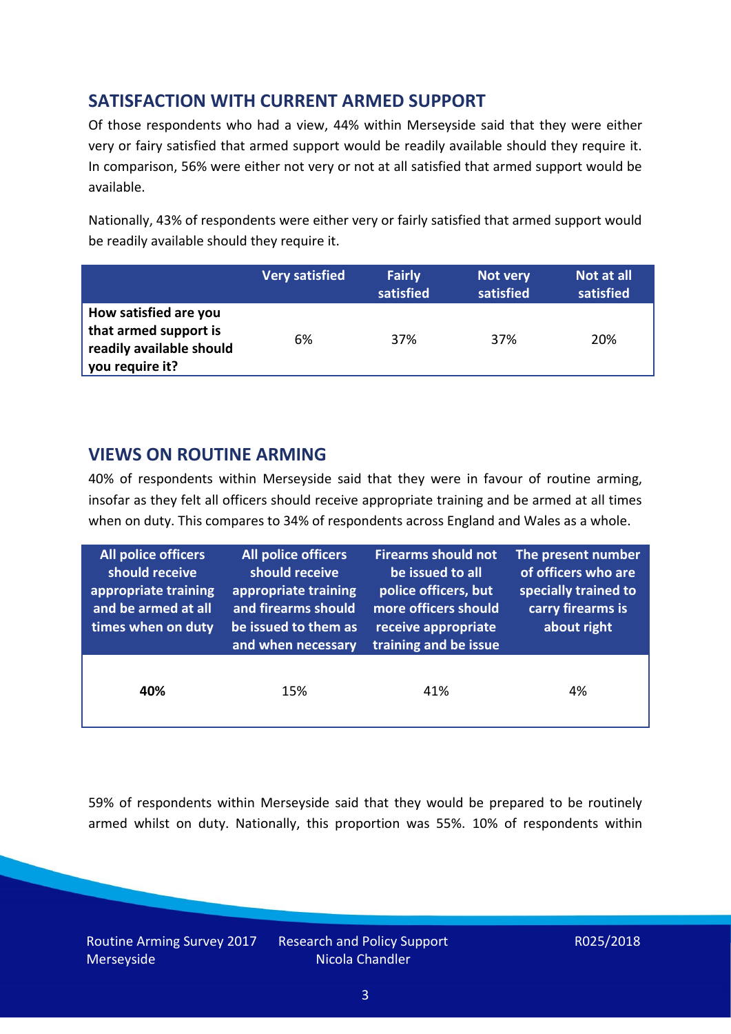## SATISFACTION WITH CURRENT ARMED SUPPORT

Of those respondents who had a view, 44% within Merseyside said that they were either very or fairy satisfied that armed support would be readily available should they require it. In comparison, 56% were either not very or not at all satisfied that armed support would be available.

Nationally, 43% of respondents were either very or fairly satisfied that armed support would be readily available should they require it.

| | Very satisfied | Fairly satisfied | Not very satisfied | Not at all satisfied |
|---|---|---|---|---|
| **How satisfied are you that armed support is readily available should you require it?** | 6% | 37% | 37% | 20% |

## VIEWS ON ROUTINE ARMING

40% of respondents within Merseyside said that they were in favour of routine arming, insofar as they felt all officers should receive appropriate training and be armed at all times when on duty. This compares to 34% of respondents across England and Wales as a whole.

| All police officers should receive appropriate training and be armed at all times when on duty | All police officers should receive appropriate training and firearms should be issued to them as and when necessary | Firearms should not be issued to all police officers, but more officers should receive appropriate training and be issue | The present number of officers who are specially trained to carry firearms is about right |
|---|---|---|---|
| **40%** | 15% | 41% | 4% |

59% of respondents within Merseyside said that they would be prepared to be routinely armed whilst on duty. Nationally, this proportion was 55%. 10% of respondents within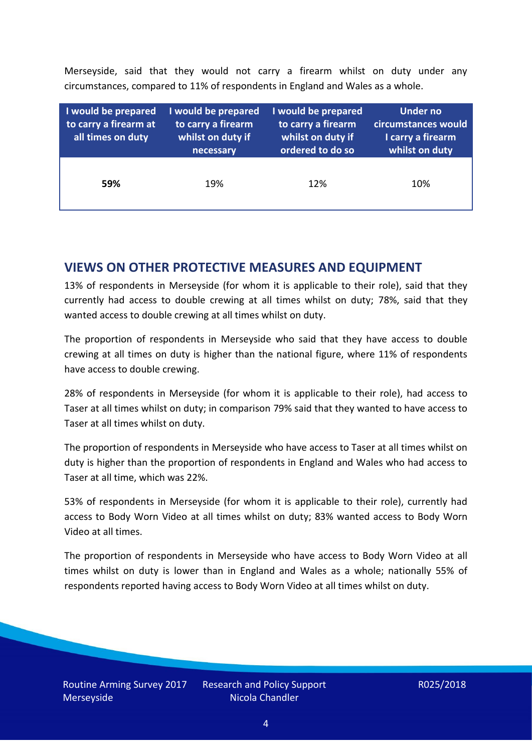Merseyside, said that they would not carry a firearm whilst on duty under any circumstances, compared to 11% of respondents in England and Wales as a whole.

| I would be prepared to carry a firearm at all times on duty | I would be prepared to carry a firearm whilst on duty if necessary | I would be prepared to carry a firearm whilst on duty if ordered to do so | Under no circumstances would I carry a firearm whilst on duty |
|---|---|---|---|
| **59%** | 19% | 12% | 10% |

## VIEWS ON OTHER PROTECTIVE MEASURES AND EQUIPMENT

13% of respondents in Merseyside (for whom it is applicable to their role), said that they currently had access to double crewing at all times whilst on duty; 78%, said that they wanted access to double crewing at all times whilst on duty.

The proportion of respondents in Merseyside who said that they have access to double crewing at all times on duty is higher than the national figure, where 11% of respondents have access to double crewing.

28% of respondents in Merseyside (for whom it is applicable to their role), had access to Taser at all times whilst on duty; in comparison 79% said that they wanted to have access to Taser at all times whilst on duty.

The proportion of respondents in Merseyside who have access to Taser at all times whilst on duty is higher than the proportion of respondents in England and Wales who had access to Taser at all time, which was 22%.

53% of respondents in Merseyside (for whom it is applicable to their role), currently had access to Body Worn Video at all times whilst on duty; 83% wanted access to Body Worn Video at all times.

The proportion of respondents in Merseyside who have access to Body Worn Video at all times whilst on duty is lower than in England and Wales as a whole; nationally 55% of respondents reported having access to Body Worn Video at all times whilst on duty.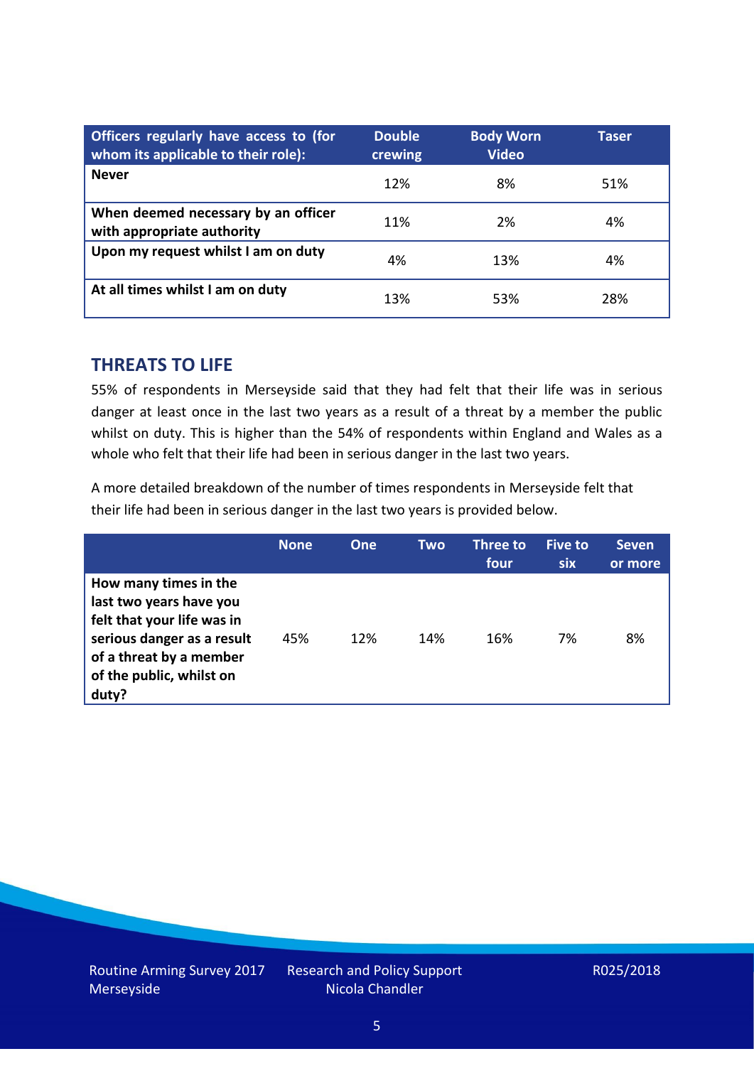| Officers regularly have access to (for whom its applicable to their role): | Double crewing | Body Worn Video | Taser |
|---|---|---|---|
| **Never** | 12% | 8% | 51% |
| **When deemed necessary by an officer with appropriate authority** | 11% | 2% | 4% |
| **Upon my request whilst I am on duty** | 4% | 13% | 4% |
| **At all times whilst I am on duty** | 13% | 53% | 28% |

## THREATS TO LIFE

55% of respondents in Merseyside said that they had felt that their life was in serious danger at least once in the last two years as a result of a threat by a member the public whilst on duty. This is higher than the 54% of respondents within England and Wales as a whole who felt that their life had been in serious danger in the last two years.

A more detailed breakdown of the number of times respondents in Merseyside felt that their life had been in serious danger in the last two years is provided below.

| | None | One | Two | Three to four | Five to six | Seven or more |
|---|---|---|---|---|---|---|
| **How many times in the last two years have you felt that your life was in serious danger as a result of a threat by a member of the public, whilst on duty?** | 45% | 12% | 14% | 16% | 7% | 8% |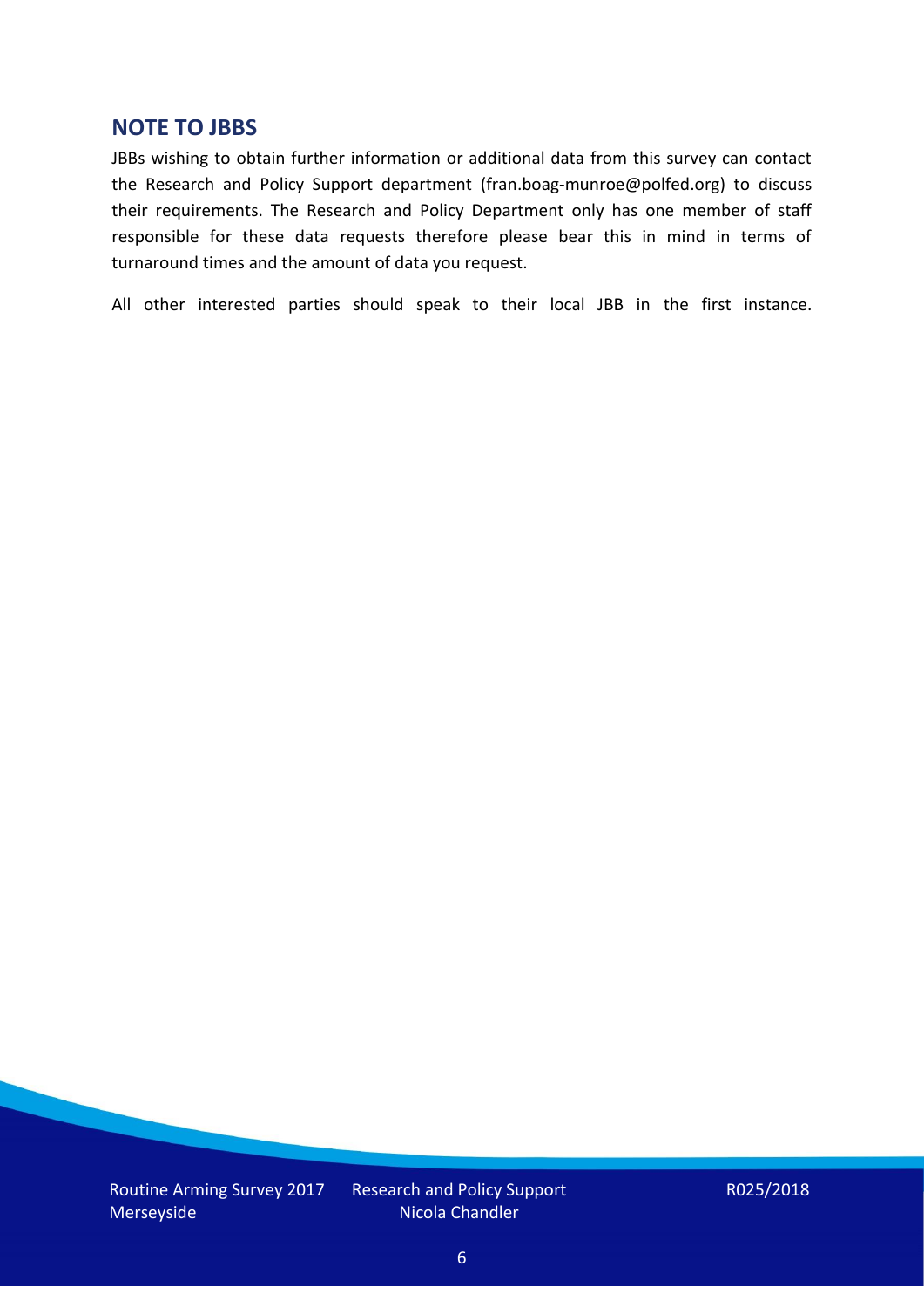## NOTE TO JBBS

JBBs wishing to obtain further information or additional data from this survey can contact the Research and Policy Support department (fran.boag-munroe@polfed.org) to discuss their requirements. The Research and Policy Department only has one member of staff responsible for these data requests therefore please bear this in mind in terms of turnaround times and the amount of data you request.

All other interested parties should speak to their local JBB in the first instance.